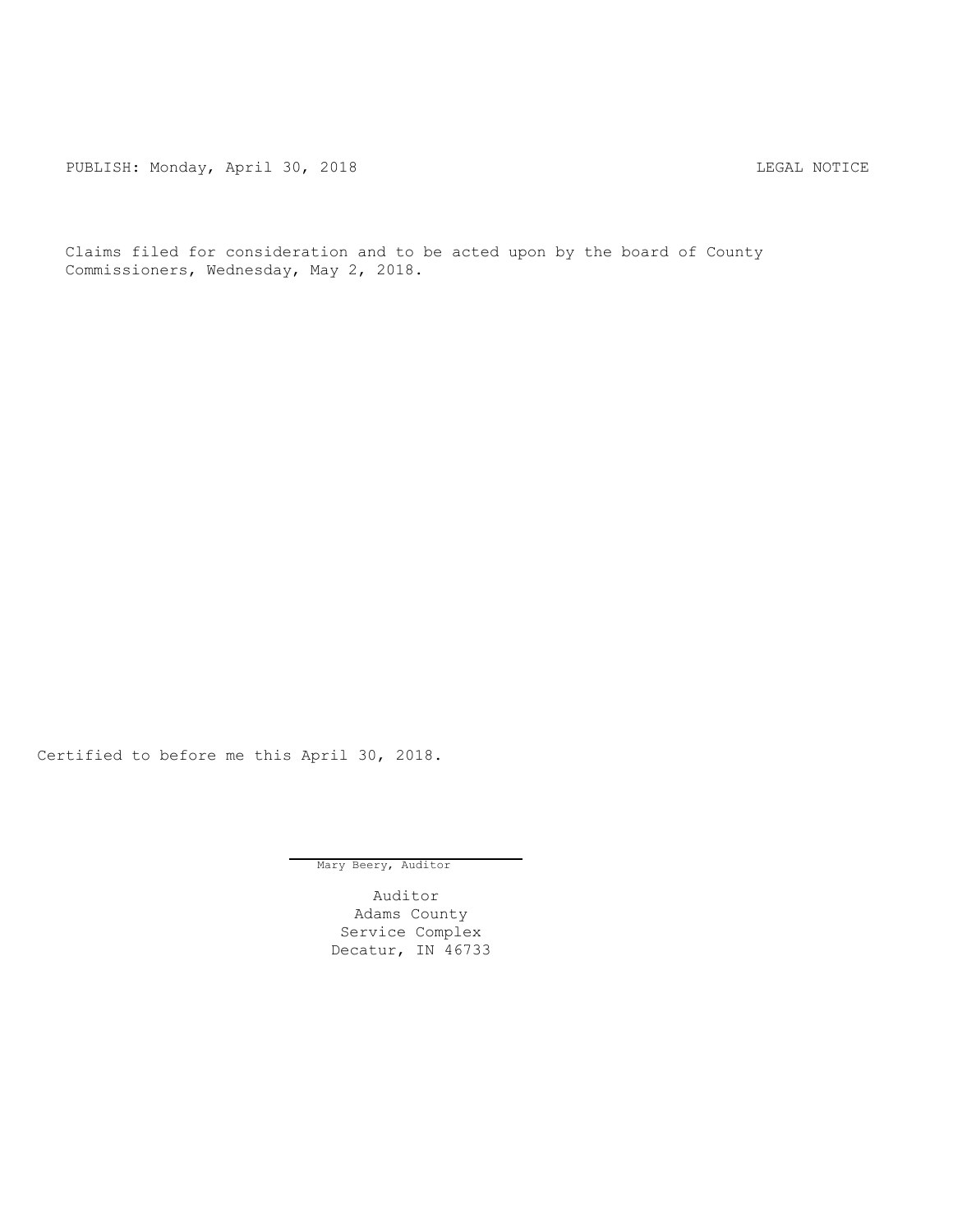PUBLISH: Monday, April 30, 2018 LEGAL NOTICE

Claims filed for consideration and to be acted upon by the board of County Commissioners, Wednesday, May 2, 2018.

Certified to before me this April 30, 2018.

Mary Beery, Auditor

Auditor
Adams County
Service Complex
Decatur, IN 46733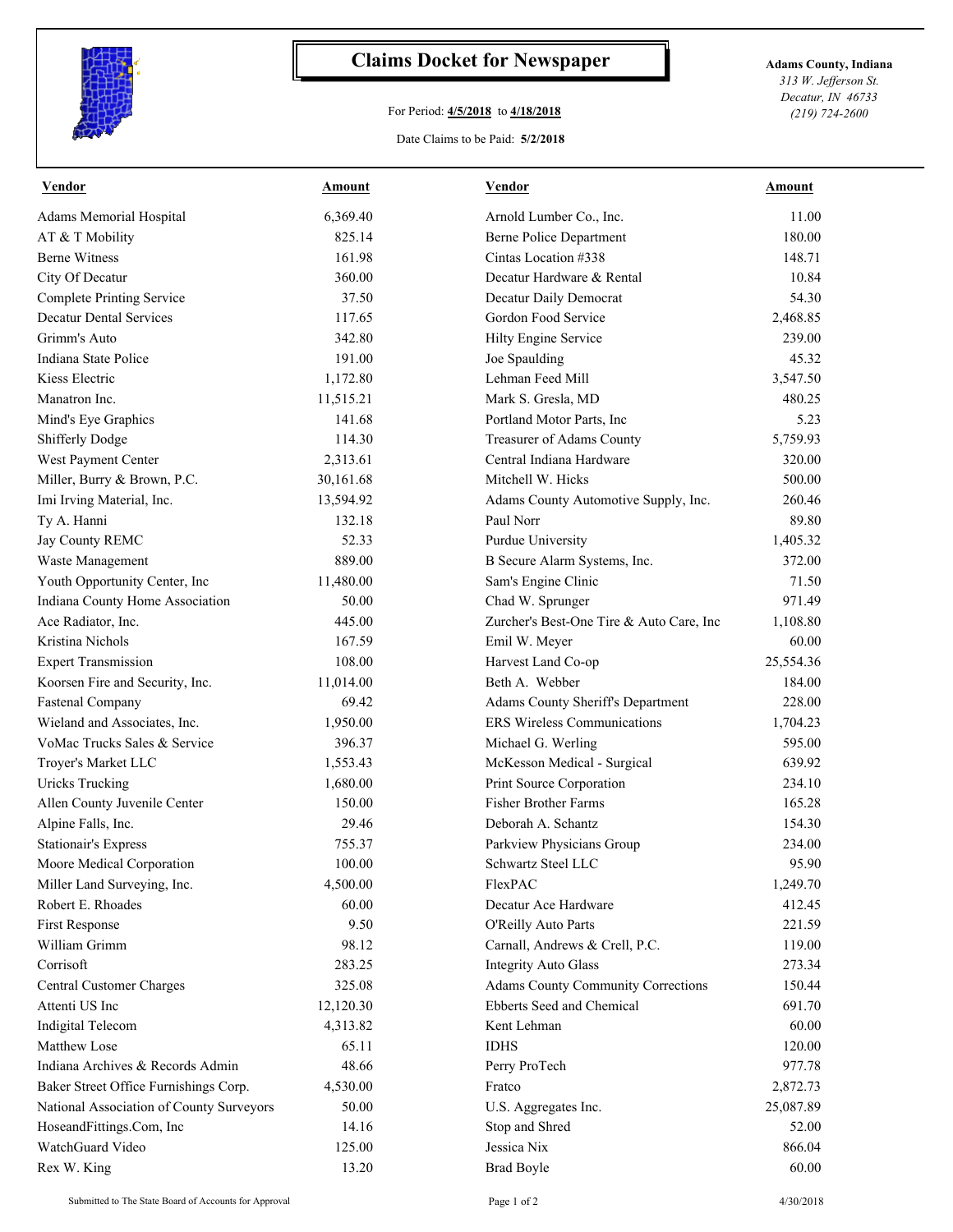# Claims Docket for Newspaper

For Period: **4/5/2018** to **4/18/2018**

Date Claims to be Paid: **5/2/2018**

**Adams County, Indiana**
*313 W. Jefferson St.*
*Decatur, IN 46733*
*(219) 724-2600*

| Vendor | Amount | Vendor | Amount |
|---|---|---|---|
| Adams Memorial Hospital | 6,369.40 | Arnold Lumber Co., Inc. | 11.00 |
| AT & T Mobility | 825.14 | Berne Police Department | 180.00 |
| Berne Witness | 161.98 | Cintas Location #338 | 148.71 |
| City Of Decatur | 360.00 | Decatur Hardware & Rental | 10.84 |
| Complete Printing Service | 37.50 | Decatur Daily Democrat | 54.30 |
| Decatur Dental Services | 117.65 | Gordon Food Service | 2,468.85 |
| Grimm's Auto | 342.80 | Hilty Engine Service | 239.00 |
| Indiana State Police | 191.00 | Joe Spaulding | 45.32 |
| Kiess Electric | 1,172.80 | Lehman Feed Mill | 3,547.50 |
| Manatron Inc. | 11,515.21 | Mark S. Gresla, MD | 480.25 |
| Mind's Eye Graphics | 141.68 | Portland Motor Parts, Inc | 5.23 |
| Shifferly Dodge | 114.30 | Treasurer of Adams County | 5,759.93 |
| West Payment Center | 2,313.61 | Central Indiana Hardware | 320.00 |
| Miller, Burry & Brown, P.C. | 30,161.68 | Mitchell W. Hicks | 500.00 |
| Imi Irving Material, Inc. | 13,594.92 | Adams County Automotive Supply, Inc. | 260.46 |
| Ty A. Hanni | 132.18 | Paul Norr | 89.80 |
| Jay County REMC | 52.33 | Purdue University | 1,405.32 |
| Waste Management | 889.00 | B Secure Alarm Systems, Inc. | 372.00 |
| Youth Opportunity Center, Inc | 11,480.00 | Sam's Engine Clinic | 71.50 |
| Indiana County Home Association | 50.00 | Chad W. Sprunger | 971.49 |
| Ace Radiator, Inc. | 445.00 | Zurcher's Best-One Tire & Auto Care, Inc | 1,108.80 |
| Kristina Nichols | 167.59 | Emil W. Meyer | 60.00 |
| Expert Transmission | 108.00 | Harvest Land Co-op | 25,554.36 |
| Koorsen Fire and Security, Inc. | 11,014.00 | Beth A. Webber | 184.00 |
| Fastenal Company | 69.42 | Adams County Sheriff's Department | 228.00 |
| Wieland and Associates, Inc. | 1,950.00 | ERS Wireless Communications | 1,704.23 |
| VoMac Trucks Sales & Service | 396.37 | Michael G. Werling | 595.00 |
| Troyer's Market LLC | 1,553.43 | McKesson Medical - Surgical | 639.92 |
| Uricks Trucking | 1,680.00 | Print Source Corporation | 234.10 |
| Allen County Juvenile Center | 150.00 | Fisher Brother Farms | 165.28 |
| Alpine Falls, Inc. | 29.46 | Deborah A. Schantz | 154.30 |
| Stationair's Express | 755.37 | Parkview Physicians Group | 234.00 |
| Moore Medical Corporation | 100.00 | Schwartz Steel LLC | 95.90 |
| Miller Land Surveying, Inc. | 4,500.00 | FlexPAC | 1,249.70 |
| Robert E. Rhoades | 60.00 | Decatur Ace Hardware | 412.45 |
| First Response | 9.50 | O'Reilly Auto Parts | 221.59 |
| William Grimm | 98.12 | Carnall, Andrews & Crell, P.C. | 119.00 |
| Corrisoft | 283.25 | Integrity Auto Glass | 273.34 |
| Central Customer Charges | 325.08 | Adams County Community Corrections | 150.44 |
| Attenti US Inc | 12,120.30 | Ebberts Seed and Chemical | 691.70 |
| Indigital Telecom | 4,313.82 | Kent Lehman | 60.00 |
| Matthew Lose | 65.11 | IDHS | 120.00 |
| Indiana Archives & Records Admin | 48.66 | Perry ProTech | 977.78 |
| Baker Street Office Furnishings Corp. | 4,530.00 | Fratco | 2,872.73 |
| National Association of County Surveyors | 50.00 | U.S. Aggregates Inc. | 25,087.89 |
| HoseandFittings.Com, Inc | 14.16 | Stop and Shred | 52.00 |
| WatchGuard Video | 125.00 | Jessica Nix | 866.04 |
| Rex W. King | 13.20 | Brad Boyle | 60.00 |

Submitted to The State Board of Accounts for Approval

4/30/2018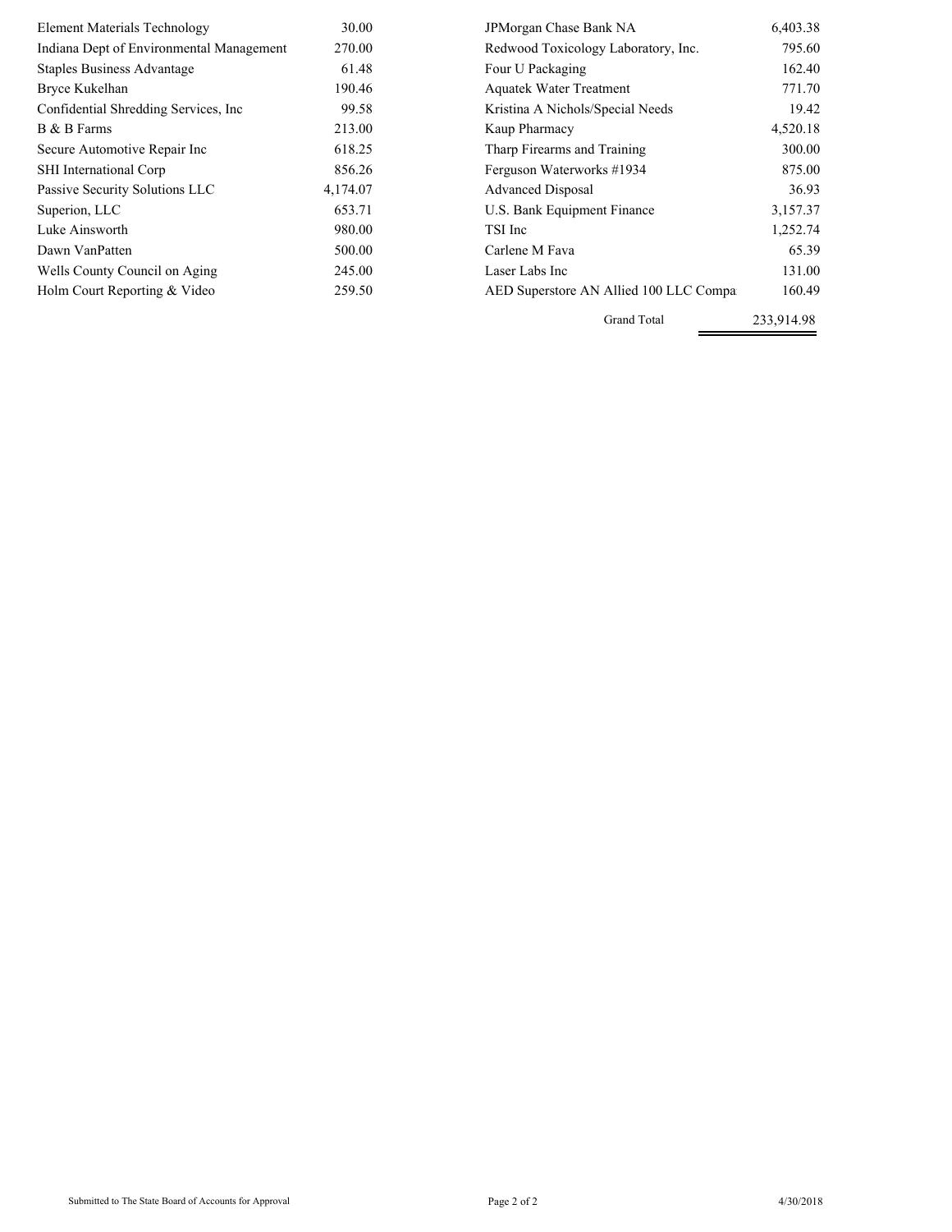| | | | |
|---|---|---|---|
| Element Materials Technology | 30.00 | JPMorgan Chase Bank NA | 6,403.38 |
| Indiana Dept of Environmental Management | 270.00 | Redwood Toxicology Laboratory, Inc. | 795.60 |
| Staples Business Advantage | 61.48 | Four U Packaging | 162.40 |
| Bryce Kukelhan | 190.46 | Aquatek Water Treatment | 771.70 |
| Confidential Shredding Services, Inc | 99.58 | Kristina A Nichols/Special Needs | 19.42 |
| B & B Farms | 213.00 | Kaup Pharmacy | 4,520.18 |
| Secure Automotive Repair Inc | 618.25 | Tharp Firearms and Training | 300.00 |
| SHI International Corp | 856.26 | Ferguson Waterworks #1934 | 875.00 |
| Passive Security Solutions LLC | 4,174.07 | Advanced Disposal | 36.93 |
| Superion, LLC | 653.71 | U.S. Bank Equipment Finance | 3,157.37 |
| Luke Ainsworth | 980.00 | TSI Inc | 1,252.74 |
| Dawn VanPatten | 500.00 | Carlene M Fava | 65.39 |
| Wells County Council on Aging | 245.00 | Laser Labs Inc | 131.00 |
| Holm Court Reporting & Video | 259.50 | AED Superstore AN Allied 100 LLC Compa | 160.49 |
| | | Grand Total | 233,914.98 |

Submitted to The State Board of Accounts for Approval

4/30/2018